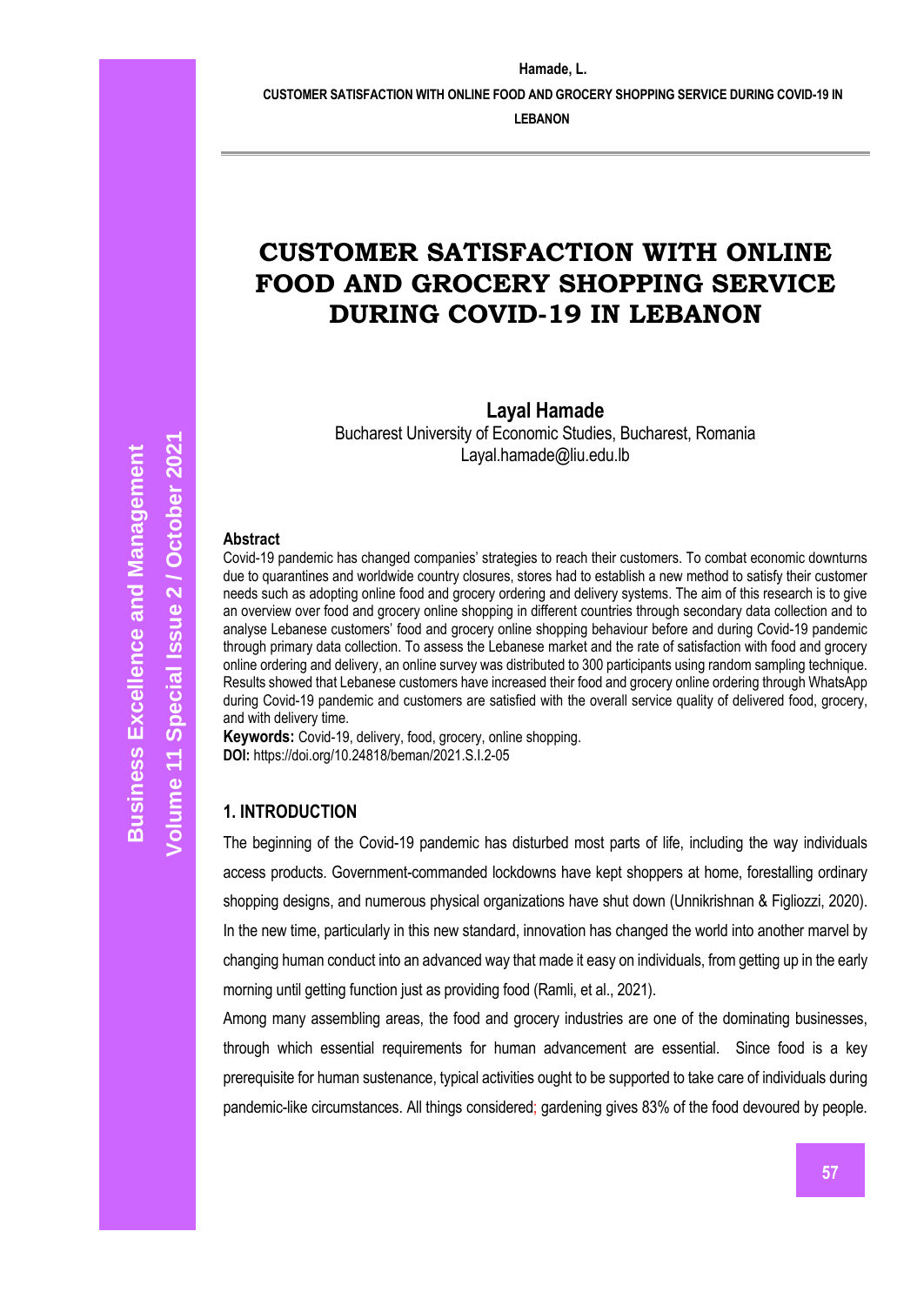# CUSTOMER SATISFACTION WITH ONLINE FOOD AND GROCERY SHOPPING SERVICE DURING COVID-19 IN LEBANON

**Layal Hamade**

Bucharest University of Economic Studies, Bucharest, Romania
Layal.hamade@liu.edu.lb

**Abstract**

Covid-19 pandemic has changed companies' strategies to reach their customers. To combat economic downturns due to quarantines and worldwide country closures, stores had to establish a new method to satisfy their customer needs such as adopting online food and grocery ordering and delivery systems. The aim of this research is to give an overview over food and grocery online shopping in different countries through secondary data collection and to analyse Lebanese customers' food and grocery online shopping behaviour before and during Covid-19 pandemic through primary data collection. To assess the Lebanese market and the rate of satisfaction with food and grocery online ordering and delivery, an online survey was distributed to 300 participants using random sampling technique. Results showed that Lebanese customers have increased their food and grocery online ordering through WhatsApp during Covid-19 pandemic and customers are satisfied with the overall service quality of delivered food, grocery, and with delivery time.

**Keywords:** Covid-19, delivery, food, grocery, online shopping.

**DOI:** https://doi.org/10.24818/beman/2021.S.I.2-05

## 1. INTRODUCTION

The beginning of the Covid-19 pandemic has disturbed most parts of life, including the way individuals access products. Government-commanded lockdowns have kept shoppers at home, forestalling ordinary shopping designs, and numerous physical organizations have shut down (Unnikrishnan & Figliozzi, 2020). In the new time, particularly in this new standard, innovation has changed the world into another marvel by changing human conduct into an advanced way that made it easy on individuals, from getting up in the early morning until getting function just as providing food (Ramli, et al., 2021).

Among many assembling areas, the food and grocery industries are one of the dominating businesses, through which essential requirements for human advancement are essential. Since food is a key prerequisite for human sustenance, typical activities ought to be supported to take care of individuals during pandemic-like circumstances. All things considered; gardening gives 83% of the food devoured by people.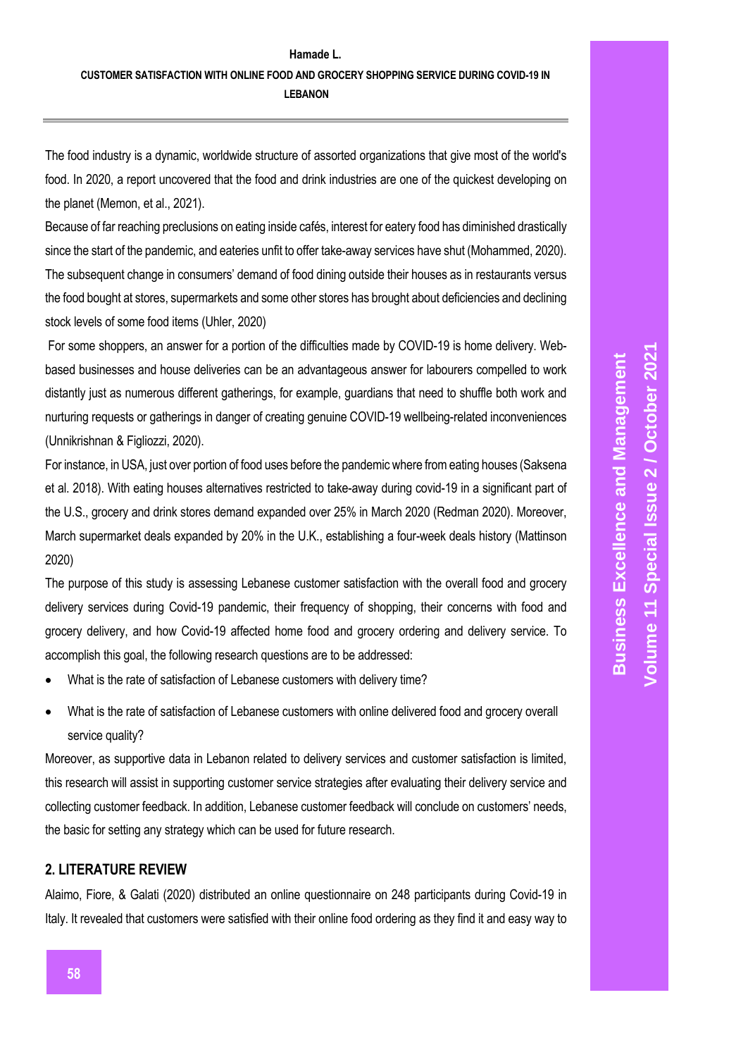The food industry is a dynamic, worldwide structure of assorted organizations that give most of the world's food. In 2020, a report uncovered that the food and drink industries are one of the quickest developing on the planet (Memon, et al., 2021).

Because of far reaching preclusions on eating inside cafés, interest for eatery food has diminished drastically since the start of the pandemic, and eateries unfit to offer take-away services have shut (Mohammed, 2020). The subsequent change in consumers' demand of food dining outside their houses as in restaurants versus the food bought at stores, supermarkets and some other stores has brought about deficiencies and declining stock levels of some food items (Uhler, 2020)

For some shoppers, an answer for a portion of the difficulties made by COVID-19 is home delivery. Web-based businesses and house deliveries can be an advantageous answer for labourers compelled to work distantly just as numerous different gatherings, for example, guardians that need to shuffle both work and nurturing requests or gatherings in danger of creating genuine COVID-19 wellbeing-related inconveniences (Unnikrishnan & Figliozzi, 2020).

For instance, in USA, just over portion of food uses before the pandemic where from eating houses (Saksena et al. 2018). With eating houses alternatives restricted to take-away during covid-19 in a significant part of the U.S., grocery and drink stores demand expanded over 25% in March 2020 (Redman 2020). Moreover, March supermarket deals expanded by 20% in the U.K., establishing a four-week deals history (Mattinson 2020)

The purpose of this study is assessing Lebanese customer satisfaction with the overall food and grocery delivery services during Covid-19 pandemic, their frequency of shopping, their concerns with food and grocery delivery, and how Covid-19 affected home food and grocery ordering and delivery service. To accomplish this goal, the following research questions are to be addressed:

- What is the rate of satisfaction of Lebanese customers with delivery time?
- What is the rate of satisfaction of Lebanese customers with online delivered food and grocery overall service quality?

Moreover, as supportive data in Lebanon related to delivery services and customer satisfaction is limited, this research will assist in supporting customer service strategies after evaluating their delivery service and collecting customer feedback. In addition, Lebanese customer feedback will conclude on customers' needs, the basic for setting any strategy which can be used for future research.

## 2. LITERATURE REVIEW

Alaimo, Fiore, & Galati (2020) distributed an online questionnaire on 248 participants during Covid-19 in Italy. It revealed that customers were satisfied with their online food ordering as they find it and easy way to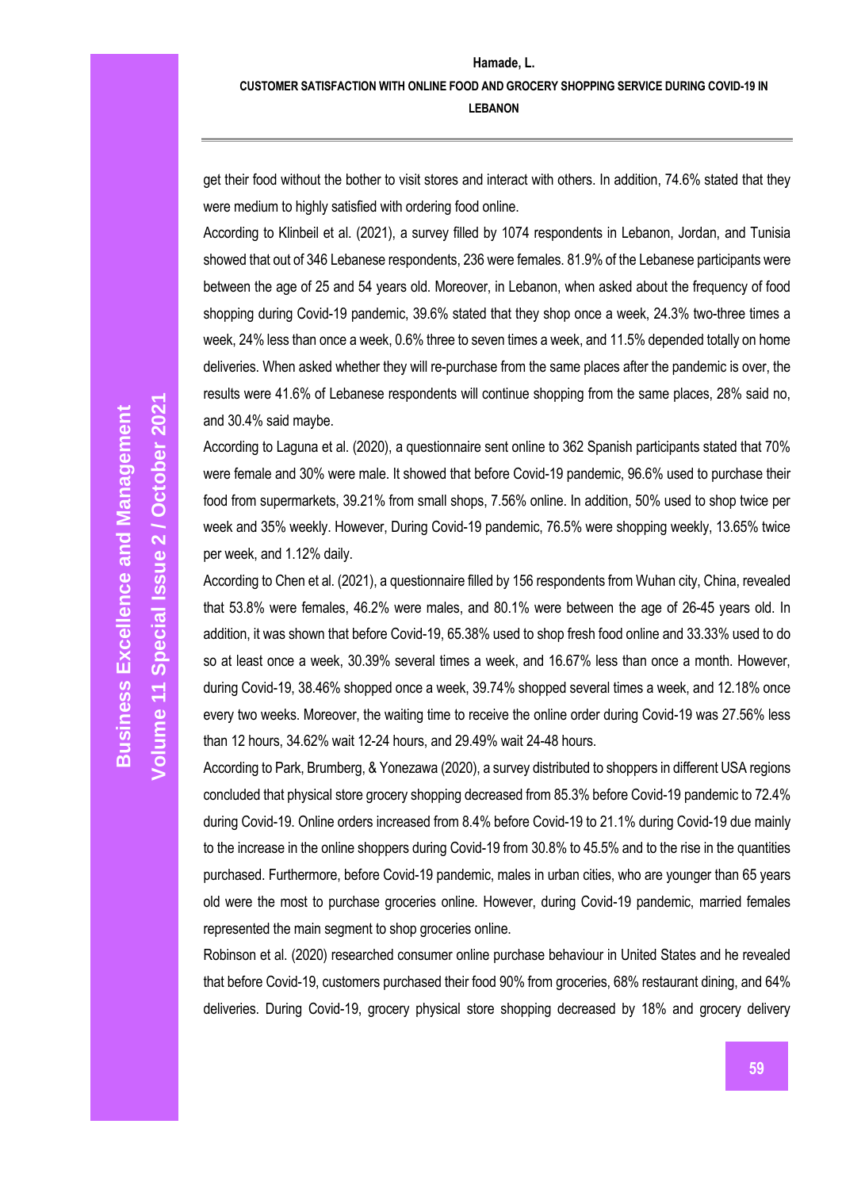get their food without the bother to visit stores and interact with others. In addition, 74.6% stated that they were medium to highly satisfied with ordering food online.

According to Klinbeil et al. (2021), a survey filled by 1074 respondents in Lebanon, Jordan, and Tunisia showed that out of 346 Lebanese respondents, 236 were females. 81.9% of the Lebanese participants were between the age of 25 and 54 years old. Moreover, in Lebanon, when asked about the frequency of food shopping during Covid-19 pandemic, 39.6% stated that they shop once a week, 24.3% two-three times a week, 24% less than once a week, 0.6% three to seven times a week, and 11.5% depended totally on home deliveries. When asked whether they will re-purchase from the same places after the pandemic is over, the results were 41.6% of Lebanese respondents will continue shopping from the same places, 28% said no, and 30.4% said maybe.

According to Laguna et al. (2020), a questionnaire sent online to 362 Spanish participants stated that 70% were female and 30% were male. It showed that before Covid-19 pandemic, 96.6% used to purchase their food from supermarkets, 39.21% from small shops, 7.56% online. In addition, 50% used to shop twice per week and 35% weekly. However, During Covid-19 pandemic, 76.5% were shopping weekly, 13.65% twice per week, and 1.12% daily.

According to Chen et al. (2021), a questionnaire filled by 156 respondents from Wuhan city, China, revealed that 53.8% were females, 46.2% were males, and 80.1% were between the age of 26-45 years old. In addition, it was shown that before Covid-19, 65.38% used to shop fresh food online and 33.33% used to do so at least once a week, 30.39% several times a week, and 16.67% less than once a month. However, during Covid-19, 38.46% shopped once a week, 39.74% shopped several times a week, and 12.18% once every two weeks. Moreover, the waiting time to receive the online order during Covid-19 was 27.56% less than 12 hours, 34.62% wait 12-24 hours, and 29.49% wait 24-48 hours.

According to Park, Brumberg, & Yonezawa (2020), a survey distributed to shoppers in different USA regions concluded that physical store grocery shopping decreased from 85.3% before Covid-19 pandemic to 72.4% during Covid-19. Online orders increased from 8.4% before Covid-19 to 21.1% during Covid-19 due mainly to the increase in the online shoppers during Covid-19 from 30.8% to 45.5% and to the rise in the quantities purchased. Furthermore, before Covid-19 pandemic, males in urban cities, who are younger than 65 years old were the most to purchase groceries online. However, during Covid-19 pandemic, married females represented the main segment to shop groceries online.

Robinson et al. (2020) researched consumer online purchase behaviour in United States and he revealed that before Covid-19, customers purchased their food 90% from groceries, 68% restaurant dining, and 64% deliveries. During Covid-19, grocery physical store shopping decreased by 18% and grocery delivery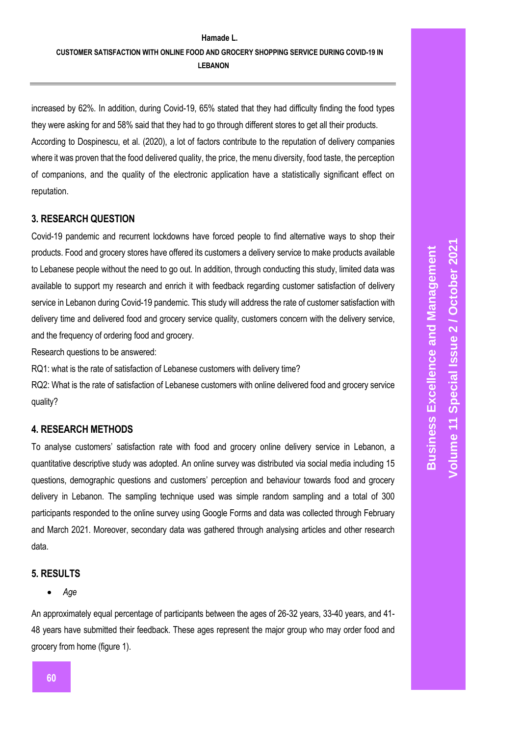increased by 62%. In addition, during Covid-19, 65% stated that they had difficulty finding the food types they were asking for and 58% said that they had to go through different stores to get all their products. According to Dospinescu, et al. (2020), a lot of factors contribute to the reputation of delivery companies where it was proven that the food delivered quality, the price, the menu diversity, food taste, the perception of companions, and the quality of the electronic application have a statistically significant effect on reputation.

## 3. RESEARCH QUESTION

Covid-19 pandemic and recurrent lockdowns have forced people to find alternative ways to shop their products. Food and grocery stores have offered its customers a delivery service to make products available to Lebanese people without the need to go out. In addition, through conducting this study, limited data was available to support my research and enrich it with feedback regarding customer satisfaction of delivery service in Lebanon during Covid-19 pandemic. This study will address the rate of customer satisfaction with delivery time and delivered food and grocery service quality, customers concern with the delivery service, and the frequency of ordering food and grocery.

Research questions to be answered:

RQ1: what is the rate of satisfaction of Lebanese customers with delivery time?

RQ2: What is the rate of satisfaction of Lebanese customers with online delivered food and grocery service quality?

## 4. RESEARCH METHODS

To analyse customers' satisfaction rate with food and grocery online delivery service in Lebanon, a quantitative descriptive study was adopted. An online survey was distributed via social media including 15 questions, demographic questions and customers' perception and behaviour towards food and grocery delivery in Lebanon. The sampling technique used was simple random sampling and a total of 300 participants responded to the online survey using Google Forms and data was collected through February and March 2021. Moreover, secondary data was gathered through analysing articles and other research data.

## 5. RESULTS

- *Age*

An approximately equal percentage of participants between the ages of 26-32 years, 33-40 years, and 41-48 years have submitted their feedback. These ages represent the major group who may order food and grocery from home (figure 1).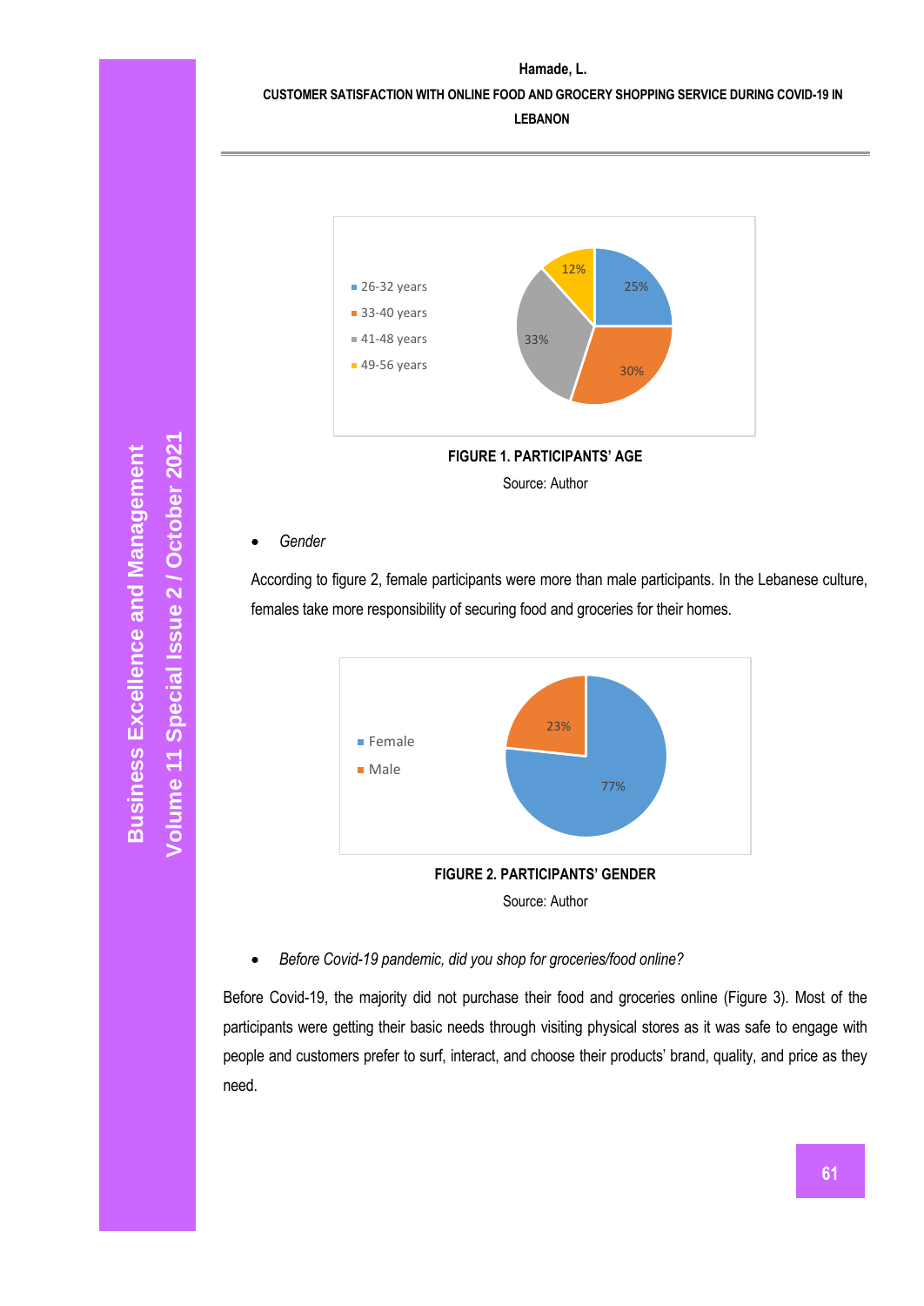FIGURE 1. PARTICIPANTS' AGE

Source: Author

- *Gender*

According to figure 2, female participants were more than male participants. In the Lebanese culture, females take more responsibility of securing food and groceries for their homes.

FIGURE 2. PARTICIPANTS' GENDER

Source: Author

- *Before Covid-19 pandemic, did you shop for groceries/food online?*

Before Covid-19, the majority did not purchase their food and groceries online (Figure 3). Most of the participants were getting their basic needs through visiting physical stores as it was safe to engage with people and customers prefer to surf, interact, and choose their products' brand, quality, and price as they need.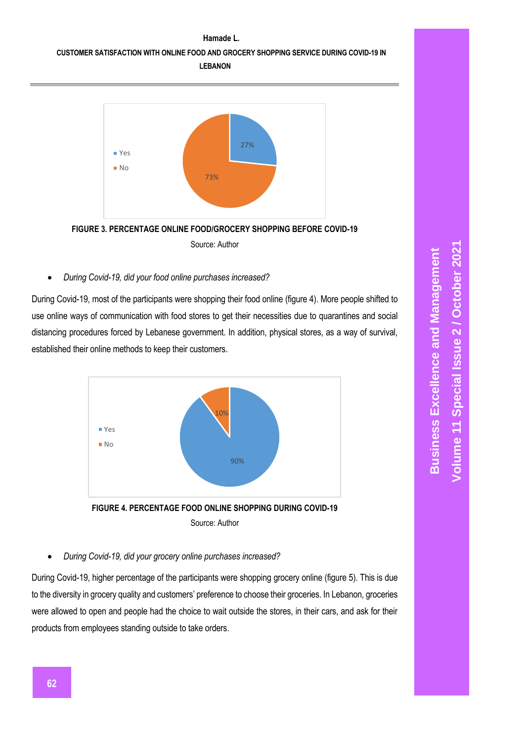FIGURE 3. PERCENTAGE ONLINE FOOD/GROCERY SHOPPING BEFORE COVID-19

Source: Author

- *During Covid-19, did your food online purchases increased?*

During Covid-19, most of the participants were shopping their food online (figure 4). More people shifted to use online ways of communication with food stores to get their necessities due to quarantines and social distancing procedures forced by Lebanese government. In addition, physical stores, as a way of survival, established their online methods to keep their customers.

FIGURE 4. PERCENTAGE FOOD ONLINE SHOPPING DURING COVID-19

Source: Author

- *During Covid-19, did your grocery online purchases increased?*

During Covid-19, higher percentage of the participants were shopping grocery online (figure 5). This is due to the diversity in grocery quality and customers' preference to choose their groceries. In Lebanon, groceries were allowed to open and people had the choice to wait outside the stores, in their cars, and ask for their products from employees standing outside to take orders.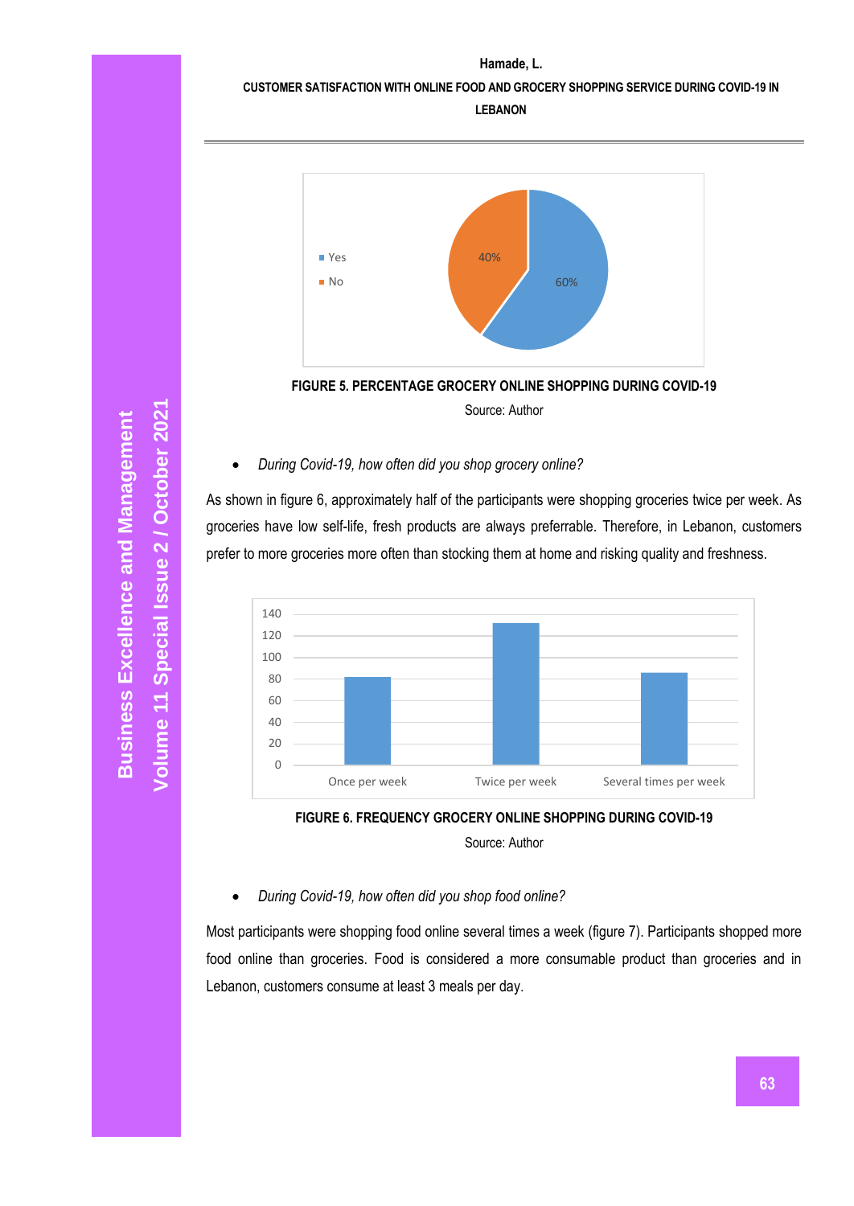FIGURE 5. PERCENTAGE GROCERY ONLINE SHOPPING DURING COVID-19

Source: Author

- *During Covid-19, how often did you shop grocery online?*

As shown in figure 6, approximately half of the participants were shopping groceries twice per week. As groceries have low self-life, fresh products are always preferrable. Therefore, in Lebanon, customers prefer to more groceries more often than stocking them at home and risking quality and freshness.

FIGURE 6. FREQUENCY GROCERY ONLINE SHOPPING DURING COVID-19

Source: Author

- *During Covid-19, how often did you shop food online?*

Most participants were shopping food online several times a week (figure 7). Participants shopped more food online than groceries. Food is considered a more consumable product than groceries and in Lebanon, customers consume at least 3 meals per day.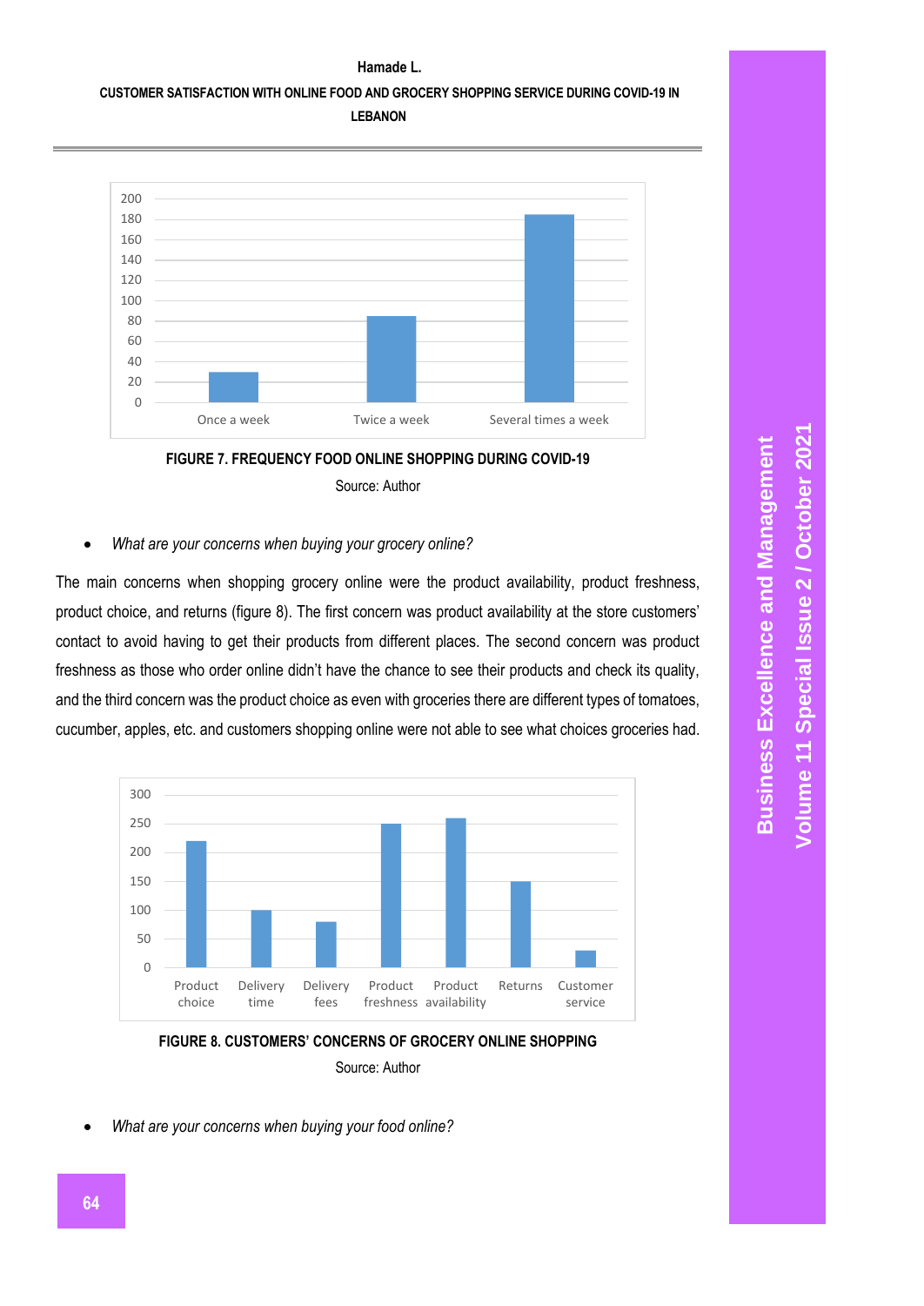FIGURE 7. FREQUENCY FOOD ONLINE SHOPPING DURING COVID-19

Source: Author

- *What are your concerns when buying your grocery online?*

The main concerns when shopping grocery online were the product availability, product freshness, product choice, and returns (figure 8). The first concern was product availability at the store customers' contact to avoid having to get their products from different places. The second concern was product freshness as those who order online didn't have the chance to see their products and check its quality, and the third concern was the product choice as even with groceries there are different types of tomatoes, cucumber, apples, etc. and customers shopping online were not able to see what choices groceries had.

FIGURE 8. CUSTOMERS' CONCERNS OF GROCERY ONLINE SHOPPING

Source: Author

- *What are your concerns when buying your food online?*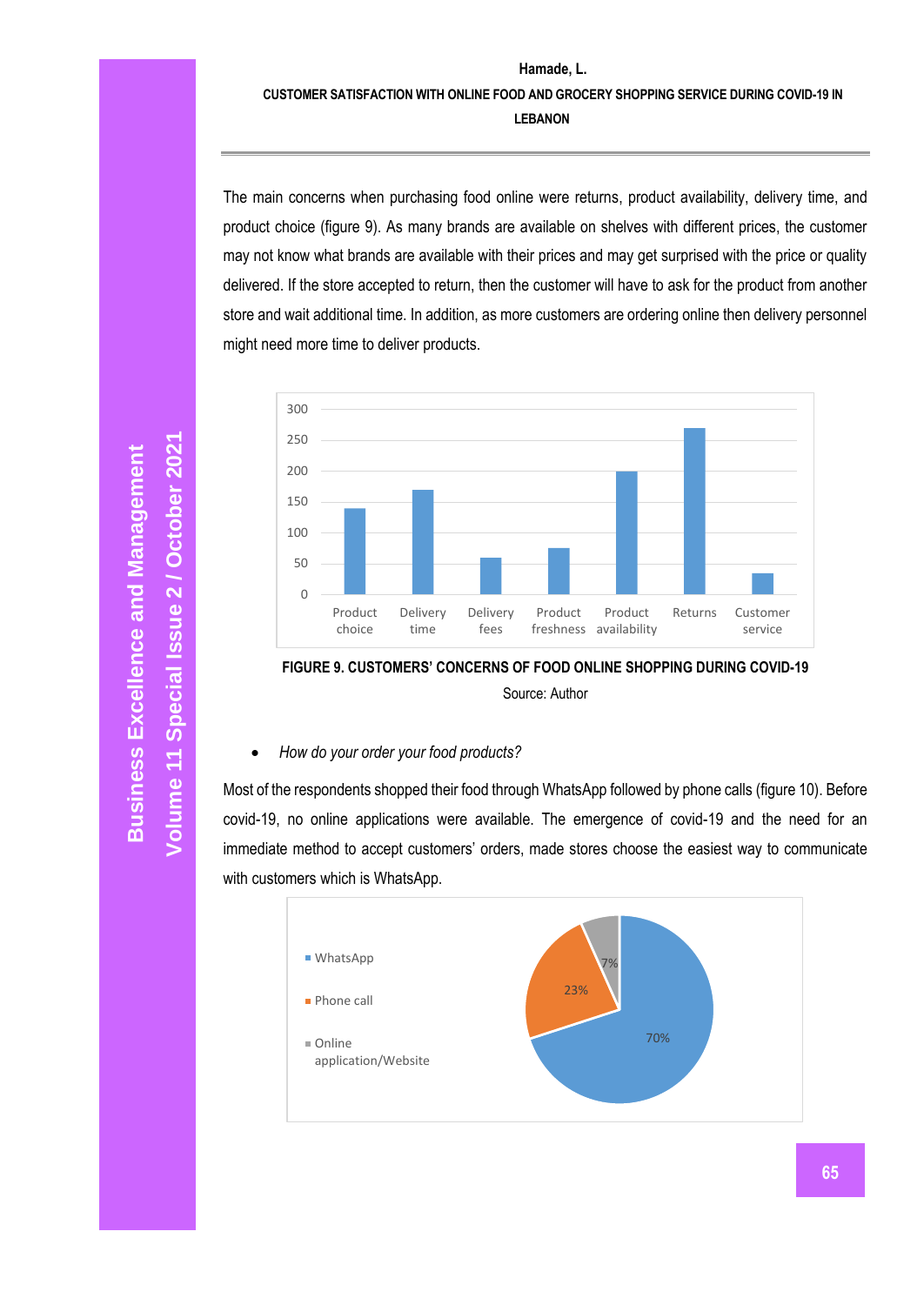The main concerns when purchasing food online were returns, product availability, delivery time, and product choice (figure 9). As many brands are available on shelves with different prices, the customer may not know what brands are available with their prices and may get surprised with the price or quality delivered. If the store accepted to return, then the customer will have to ask for the product from another store and wait additional time. In addition, as more customers are ordering online then delivery personnel might need more time to deliver products.

**FIGURE 9. CUSTOMERS' CONCERNS OF FOOD ONLINE SHOPPING DURING COVID-19**

Source: Author

- *How do your order your food products?*

Most of the respondents shopped their food through WhatsApp followed by phone calls (figure 10). Before covid-19, no online applications were available. The emergence of covid-19 and the need for an immediate method to accept customers' orders, made stores choose the easiest way to communicate with customers which is WhatsApp.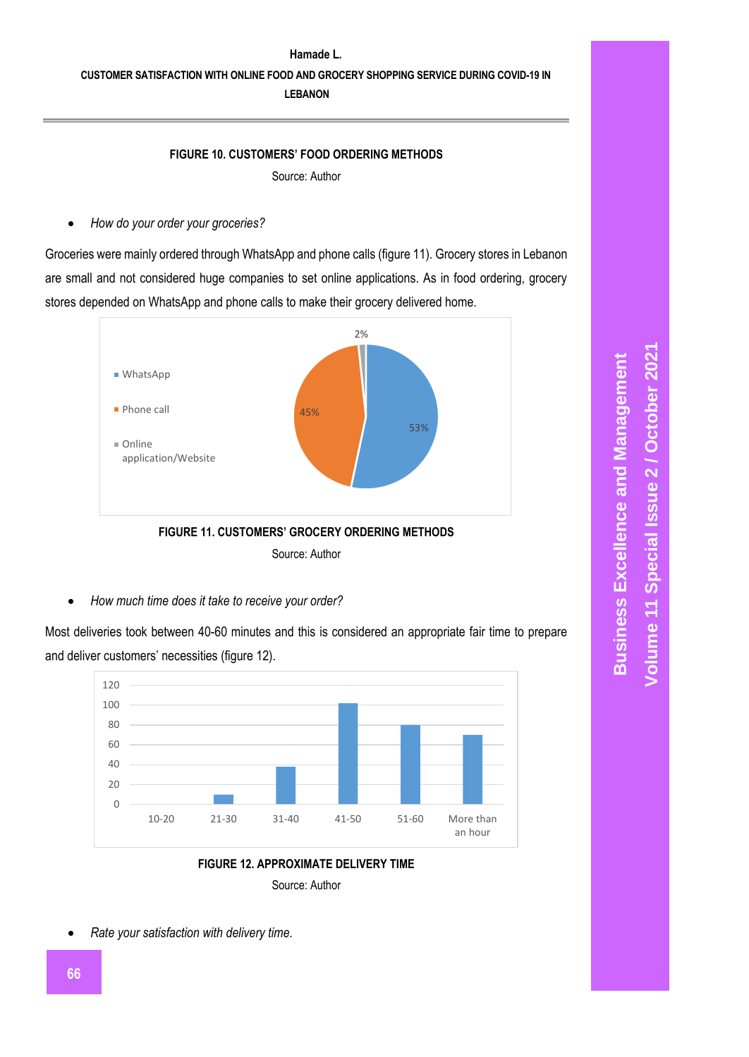**FIGURE 10. CUSTOMERS' FOOD ORDERING METHODS**

Source: Author

- *How do your order your groceries?*

Groceries were mainly ordered through WhatsApp and phone calls (figure 11). Grocery stores in Lebanon are small and not considered huge companies to set online applications. As in food ordering, grocery stores depended on WhatsApp and phone calls to make their grocery delivered home.

**FIGURE 11. CUSTOMERS' GROCERY ORDERING METHODS**

Source: Author

- *How much time does it take to receive your order?*

Most deliveries took between 40-60 minutes and this is considered an appropriate fair time to prepare and deliver customers' necessities (figure 12).

**FIGURE 12. APPROXIMATE DELIVERY TIME**

Source: Author

- *Rate your satisfaction with delivery time.*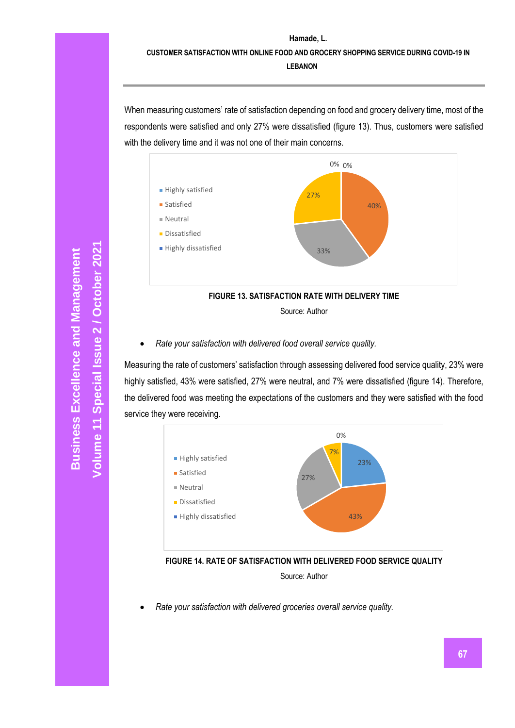When measuring customers' rate of satisfaction depending on food and grocery delivery time, most of the respondents were satisfied and only 27% were dissatisfied (figure 13). Thus, customers were satisfied with the delivery time and it was not one of their main concerns.

**FIGURE 13. SATISFACTION RATE WITH DELIVERY TIME**

Source: Author

- *Rate your satisfaction with delivered food overall service quality.*

Measuring the rate of customers' satisfaction through assessing delivered food service quality, 23% were highly satisfied, 43% were satisfied, 27% were neutral, and 7% were dissatisfied (figure 14). Therefore, the delivered food was meeting the expectations of the customers and they were satisfied with the food service they were receiving.

**FIGURE 14. RATE OF SATISFACTION WITH DELIVERED FOOD SERVICE QUALITY**

Source: Author

- *Rate your satisfaction with delivered groceries overall service quality.*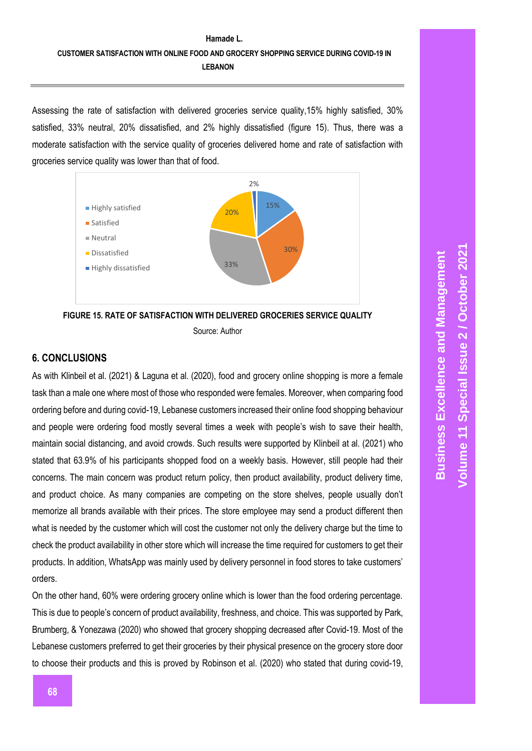Assessing the rate of satisfaction with delivered groceries service quality,15% highly satisfied, 30% satisfied, 33% neutral, 20% dissatisfied, and 2% highly dissatisfied (figure 15). Thus, there was a moderate satisfaction with the service quality of groceries delivered home and rate of satisfaction with groceries service quality was lower than that of food.

**FIGURE 15. RATE OF SATISFACTION WITH DELIVERED GROCERIES SERVICE QUALITY**

Source: Author

## 6. CONCLUSIONS

As with Klinbeil et al. (2021) & Laguna et al. (2020), food and grocery online shopping is more a female task than a male one where most of those who responded were females. Moreover, when comparing food ordering before and during covid-19, Lebanese customers increased their online food shopping behaviour and people were ordering food mostly several times a week with people's wish to save their health, maintain social distancing, and avoid crowds. Such results were supported by Klinbeil at al. (2021) who stated that 63.9% of his participants shopped food on a weekly basis. However, still people had their concerns. The main concern was product return policy, then product availability, product delivery time, and product choice. As many companies are competing on the store shelves, people usually don't memorize all brands available with their prices. The store employee may send a product different then what is needed by the customer which will cost the customer not only the delivery charge but the time to check the product availability in other store which will increase the time required for customers to get their products. In addition, WhatsApp was mainly used by delivery personnel in food stores to take customers' orders.

On the other hand, 60% were ordering grocery online which is lower than the food ordering percentage. This is due to people's concern of product availability, freshness, and choice. This was supported by Park, Brumberg, & Yonezawa (2020) who showed that grocery shopping decreased after Covid-19. Most of the Lebanese customers preferred to get their groceries by their physical presence on the grocery store door to choose their products and this is proved by Robinson et al. (2020) who stated that during covid-19,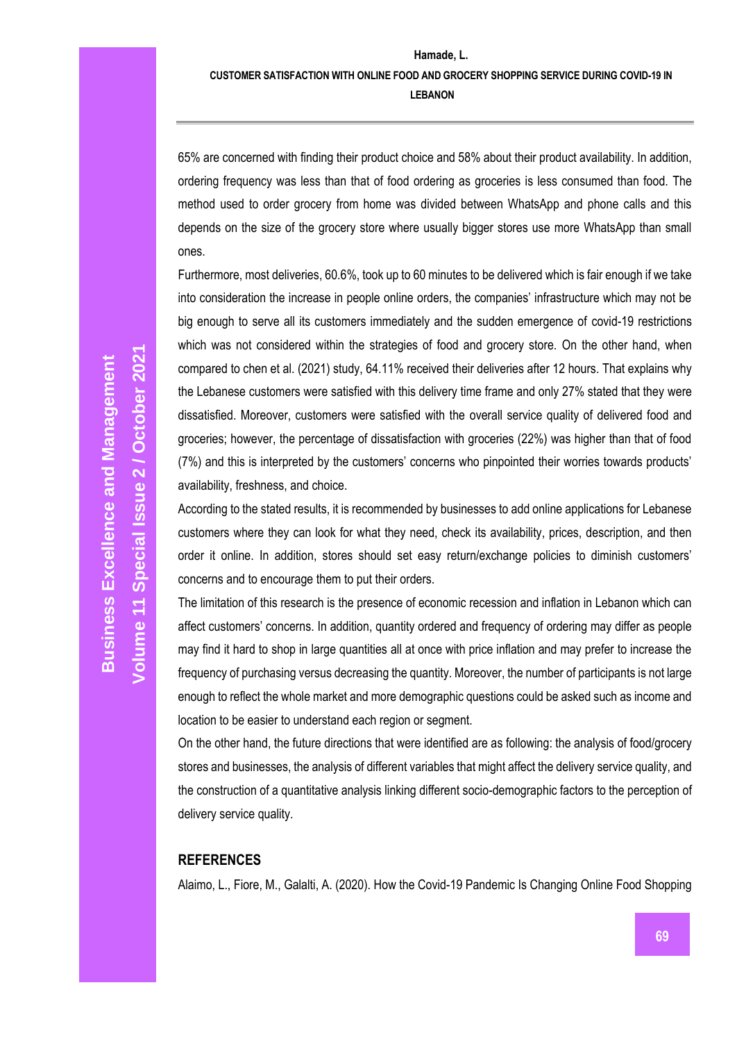65% are concerned with finding their product choice and 58% about their product availability. In addition, ordering frequency was less than that of food ordering as groceries is less consumed than food. The method used to order grocery from home was divided between WhatsApp and phone calls and this depends on the size of the grocery store where usually bigger stores use more WhatsApp than small ones.

Furthermore, most deliveries, 60.6%, took up to 60 minutes to be delivered which is fair enough if we take into consideration the increase in people online orders, the companies' infrastructure which may not be big enough to serve all its customers immediately and the sudden emergence of covid-19 restrictions which was not considered within the strategies of food and grocery store. On the other hand, when compared to chen et al. (2021) study, 64.11% received their deliveries after 12 hours. That explains why the Lebanese customers were satisfied with this delivery time frame and only 27% stated that they were dissatisfied. Moreover, customers were satisfied with the overall service quality of delivered food and groceries; however, the percentage of dissatisfaction with groceries (22%) was higher than that of food (7%) and this is interpreted by the customers' concerns who pinpointed their worries towards products' availability, freshness, and choice.

According to the stated results, it is recommended by businesses to add online applications for Lebanese customers where they can look for what they need, check its availability, prices, description, and then order it online. In addition, stores should set easy return/exchange policies to diminish customers' concerns and to encourage them to put their orders.

The limitation of this research is the presence of economic recession and inflation in Lebanon which can affect customers' concerns. In addition, quantity ordered and frequency of ordering may differ as people may find it hard to shop in large quantities all at once with price inflation and may prefer to increase the frequency of purchasing versus decreasing the quantity. Moreover, the number of participants is not large enough to reflect the whole market and more demographic questions could be asked such as income and location to be easier to understand each region or segment.

On the other hand, the future directions that were identified are as following: the analysis of food/grocery stores and businesses, the analysis of different variables that might affect the delivery service quality, and the construction of a quantitative analysis linking different socio-demographic factors to the perception of delivery service quality.

## REFERENCES

Alaimo, L., Fiore, M., Galalti, A. (2020). How the Covid-19 Pandemic Is Changing Online Food Shopping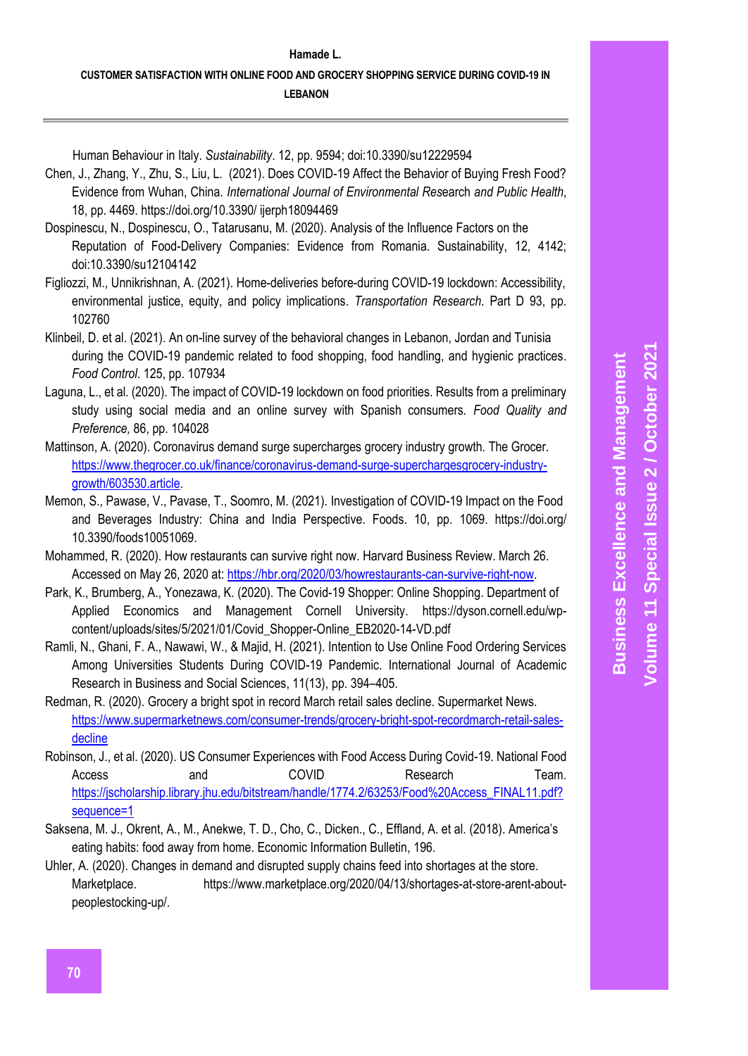Human Behaviour in Italy. *Sustainability*. 12, pp. 9594; doi:10.3390/su12229594

Chen, J., Zhang, Y., Zhu, S., Liu, L. (2021). Does COVID-19 Affect the Behavior of Buying Fresh Food? Evidence from Wuhan, China. *International Journal of Environmental Res*earch *and Public Health*, 18, pp. 4469. https://doi.org/10.3390/ ijerph18094469

Dospinescu, N., Dospinescu, O., Tatarusanu, M. (2020). Analysis of the Influence Factors on the Reputation of Food-Delivery Companies: Evidence from Romania. Sustainability, 12, 4142; doi:10.3390/su12104142

Figliozzi, M., Unnikrishnan, A. (2021). Home-deliveries before-during COVID-19 lockdown: Accessibility, environmental justice, equity, and policy implications. *Transportation Research*. Part D 93, pp. 102760

Klinbeil, D. et al. (2021). An on-line survey of the behavioral changes in Lebanon, Jordan and Tunisia during the COVID-19 pandemic related to food shopping, food handling, and hygienic practices. *Food Control*. 125, pp. 107934

Laguna, L., et al. (2020). The impact of COVID-19 lockdown on food priorities. Results from a preliminary study using social media and an online survey with Spanish consumers. *Food Quality and Preference*, 86, pp. 104028

Mattinson, A. (2020). Coronavirus demand surge supercharges grocery industry growth. The Grocer. https://www.thegrocer.co.uk/finance/coronavirus-demand-surge-superchargesgrocery-industry-growth/603530.article.

Memon, S., Pawase, V., Pavase, T., Soomro, M. (2021). Investigation of COVID-19 Impact on the Food and Beverages Industry: China and India Perspective. Foods. 10, pp. 1069. https://doi.org/ 10.3390/foods10051069.

Mohammed, R. (2020). How restaurants can survive right now. Harvard Business Review. March 26. Accessed on May 26, 2020 at: https://hbr.org/2020/03/howrestaurants-can-survive-right-now.

Park, K., Brumberg, A., Yonezawa, K. (2020). The Covid-19 Shopper: Online Shopping. Department of Applied Economics and Management Cornell University. https://dyson.cornell.edu/wp-content/uploads/sites/5/2021/01/Covid_Shopper-Online_EB2020-14-VD.pdf

Ramli, N., Ghani, F. A., Nawawi, W., & Majid, H. (2021). Intention to Use Online Food Ordering Services Among Universities Students During COVID-19 Pandemic. International Journal of Academic Research in Business and Social Sciences, 11(13), pp. 394–405.

Redman, R. (2020). Grocery a bright spot in record March retail sales decline. Supermarket News. https://www.supermarketnews.com/consumer-trends/grocery-bright-spot-recordmarch-retail-sales-decline

Robinson, J., et al. (2020). US Consumer Experiences with Food Access During Covid-19. National Food Access and COVID Research Team. https://jscholarship.library.jhu.edu/bitstream/handle/1774.2/63253/Food%20Access_FINAL11.pdf?sequence=1

Saksena, M. J., Okrent, A., M., Anekwe, T. D., Cho, C., Dicken., C., Effland, A. et al. (2018). America's eating habits: food away from home. Economic Information Bulletin, 196.

Uhler, A. (2020). Changes in demand and disrupted supply chains feed into shortages at the store. Marketplace. https://www.marketplace.org/2020/04/13/shortages-at-store-arent-about-peoplestocking-up/.